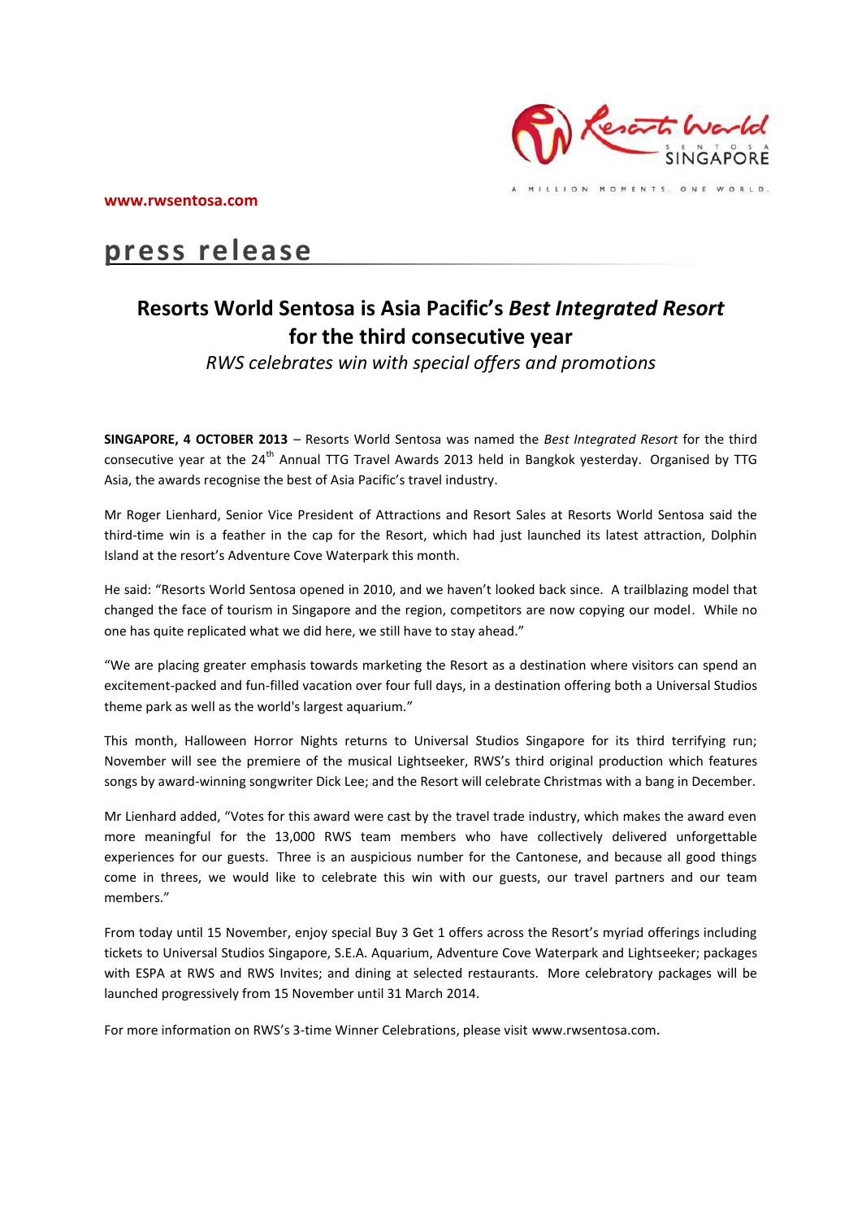www.rwsentosa.com

A MILLION MOMENTS. ONE WORLD.

# press release

## Resorts World Sentosa is Asia Pacific's *Best Integrated Resort* for the third consecutive year

*RWS celebrates win with special offers and promotions*

**SINGAPORE, 4 OCTOBER 2013** – Resorts World Sentosa was named the *Best Integrated Resort* for the third consecutive year at the 24th Annual TTG Travel Awards 2013 held in Bangkok yesterday. Organised by TTG Asia, the awards recognise the best of Asia Pacific's travel industry.

Mr Roger Lienhard, Senior Vice President of Attractions and Resort Sales at Resorts World Sentosa said the third-time win is a feather in the cap for the Resort, which had just launched its latest attraction, Dolphin Island at the resort's Adventure Cove Waterpark this month.

He said: "Resorts World Sentosa opened in 2010, and we haven't looked back since. A trailblazing model that changed the face of tourism in Singapore and the region, competitors are now copying our model. While no one has quite replicated what we did here, we still have to stay ahead."

"We are placing greater emphasis towards marketing the Resort as a destination where visitors can spend an excitement-packed and fun-filled vacation over four full days, in a destination offering both a Universal Studios theme park as well as the world's largest aquarium."

This month, Halloween Horror Nights returns to Universal Studios Singapore for its third terrifying run; November will see the premiere of the musical Lightseeker, RWS's third original production which features songs by award-winning songwriter Dick Lee; and the Resort will celebrate Christmas with a bang in December.

Mr Lienhard added, "Votes for this award were cast by the travel trade industry, which makes the award even more meaningful for the 13,000 RWS team members who have collectively delivered unforgettable experiences for our guests. Three is an auspicious number for the Cantonese, and because all good things come in threes, we would like to celebrate this win with our guests, our travel partners and our team members."

From today until 15 November, enjoy special Buy 3 Get 1 offers across the Resort's myriad offerings including tickets to Universal Studios Singapore, S.E.A. Aquarium, Adventure Cove Waterpark and Lightseeker; packages with ESPA at RWS and RWS Invites; and dining at selected restaurants. More celebratory packages will be launched progressively from 15 November until 31 March 2014.

For more information on RWS's 3-time Winner Celebrations, please visit www.rwsentosa.com.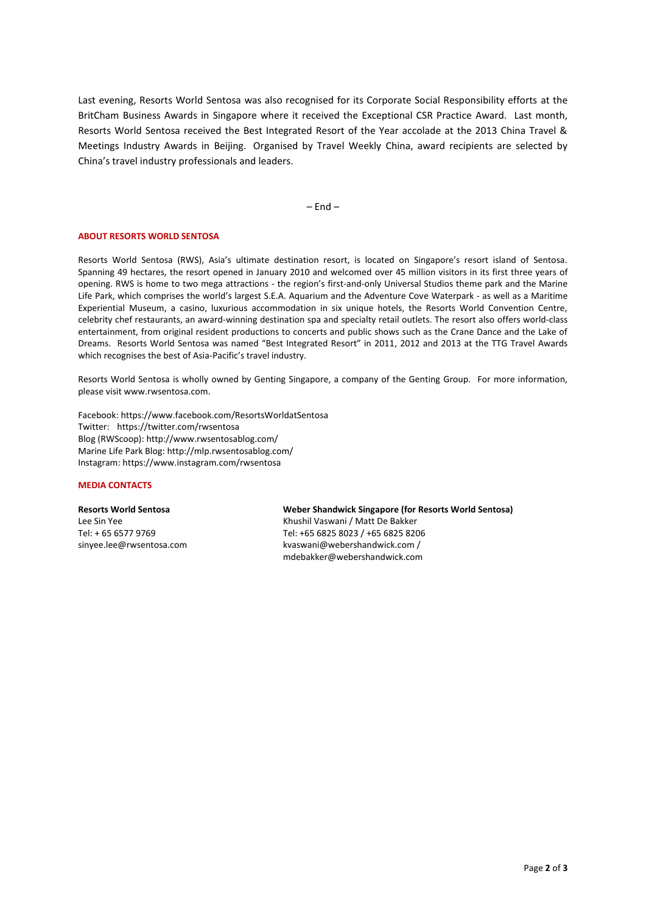Last evening, Resorts World Sentosa was also recognised for its Corporate Social Responsibility efforts at the BritCham Business Awards in Singapore where it received the Exceptional CSR Practice Award. Last month, Resorts World Sentosa received the Best Integrated Resort of the Year accolade at the 2013 China Travel & Meetings Industry Awards in Beijing. Organised by Travel Weekly China, award recipients are selected by China's travel industry professionals and leaders.

– End –

**ABOUT RESORTS WORLD SENTOSA**

Resorts World Sentosa (RWS), Asia's ultimate destination resort, is located on Singapore's resort island of Sentosa. Spanning 49 hectares, the resort opened in January 2010 and welcomed over 45 million visitors in its first three years of opening. RWS is home to two mega attractions - the region's first-and-only Universal Studios theme park and the Marine Life Park, which comprises the world's largest S.E.A. Aquarium and the Adventure Cove Waterpark - as well as a Maritime Experiential Museum, a casino, luxurious accommodation in six unique hotels, the Resorts World Convention Centre, celebrity chef restaurants, an award-winning destination spa and specialty retail outlets. The resort also offers world-class entertainment, from original resident productions to concerts and public shows such as the Crane Dance and the Lake of Dreams. Resorts World Sentosa was named "Best Integrated Resort" in 2011, 2012 and 2013 at the TTG Travel Awards which recognises the best of Asia-Pacific's travel industry.

Resorts World Sentosa is wholly owned by Genting Singapore, a company of the Genting Group. For more information, please visit www.rwsentosa.com.

Facebook: https://www.facebook.com/ResortsWorldatSentosa
Twitter: https://twitter.com/rwsentosa
Blog (RWScoop): http://www.rwsentosablog.com/
Marine Life Park Blog: http://mlp.rwsentosablog.com/
Instagram: https://www.instagram.com/rwsentosa

**MEDIA CONTACTS**

**Resorts World Sentosa**
Lee Sin Yee
Tel: + 65 6577 9769
sinyee.lee@rwsentosa.com

**Weber Shandwick Singapore (for Resorts World Sentosa)**
Khushil Vaswani / Matt De Bakker
Tel: +65 6825 8023 / +65 6825 8206
kvaswani@webershandwick.com /
mdebakker@webershandwick.com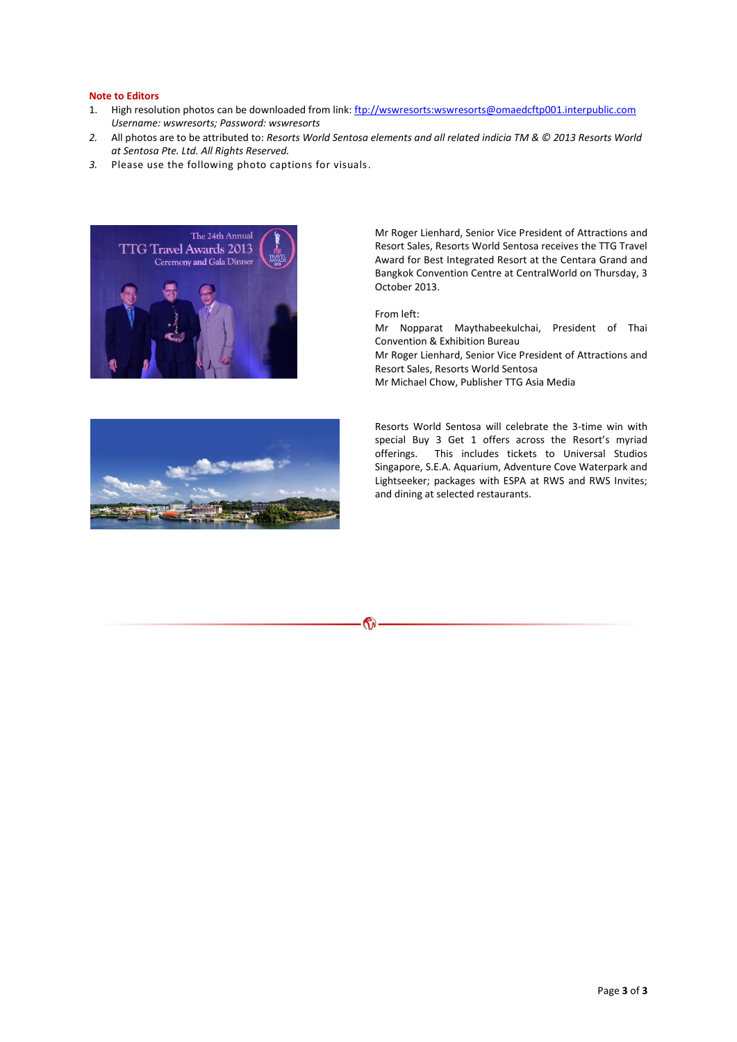**Note to Editors**

1. High resolution photos can be downloaded from link: [ftp://wswresorts:wswresorts@omaedcftp001.interpublic.com](ftp://wswresorts:wswresorts@omaedcftp001.interpublic.com)
*Username: wswresorts; Password: wswresorts*
2. All photos are to be attributed to: *Resorts World Sentosa elements and all related indicia TM & © 2013 Resorts World at Sentosa Pte. Ltd. All Rights Reserved.*
3. Please use the following photo captions for visuals.

Mr Roger Lienhard, Senior Vice President of Attractions and Resort Sales, Resorts World Sentosa receives the TTG Travel Award for Best Integrated Resort at the Centara Grand and Bangkok Convention Centre at CentralWorld on Thursday, 3 October 2013.

From left:
Mr Nopparat Maythabeekulchai, President of Thai Convention & Exhibition Bureau
Mr Roger Lienhard, Senior Vice President of Attractions and Resort Sales, Resorts World Sentosa
Mr Michael Chow, Publisher TTG Asia Media

Resorts World Sentosa will celebrate the 3-time win with special Buy 3 Get 1 offers across the Resort's myriad offerings. This includes tickets to Universal Studios Singapore, S.E.A. Aquarium, Adventure Cove Waterpark and Lightseeker; packages with ESPA at RWS and RWS Invites; and dining at selected restaurants.